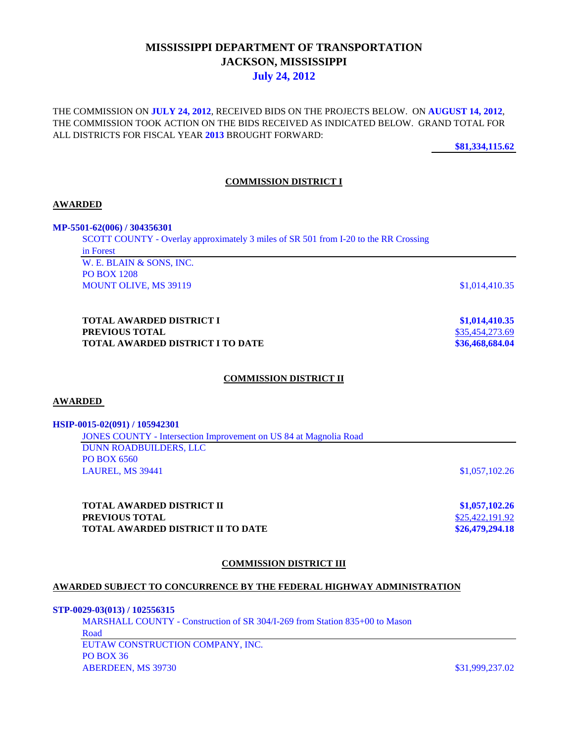# MISSISSIPPI DEPARTMENT OF TRANSPORTATION
# JACKSON, MISSISSIPPI
## July 24, 2012

THE COMMISSION ON **JULY 24, 2012**, RECEIVED BIDS ON THE PROJECTS BELOW. ON **AUGUST 14, 2012**, THE COMMISSION TOOK ACTION ON THE BIDS RECEIVED AS INDICATED BELOW. GRAND TOTAL FOR ALL DISTRICTS FOR FISCAL YEAR **2013** BROUGHT FORWARD:

**$81,334,115.62**

## COMMISSION DISTRICT I

### AWARDED

**MP-5501-62(006) / 304356301**

SCOTT COUNTY - Overlay approximately 3 miles of SR 501 from I-20 to the RR Crossing in Forest

W. E. BLAIN & SONS, INC.
PO BOX 1208
MOUNT OLIVE, MS 39119 — $1,014,410.35

| | |
|---|---|
| **TOTAL AWARDED DISTRICT I** | **$1,014,410.35** |
| **PREVIOUS TOTAL** | $35,454,273.69 |
| **TOTAL AWARDED DISTRICT I TO DATE** | **$36,468,684.04** |

## COMMISSION DISTRICT II

### AWARDED

**HSIP-0015-02(091) / 105942301**

JONES COUNTY - Intersection Improvement on US 84 at Magnolia Road

DUNN ROADBUILDERS, LLC
PO BOX 6560
LAUREL, MS 39441 — $1,057,102.26

| | |
|---|---|
| **TOTAL AWARDED DISTRICT II** | **$1,057,102.26** |
| **PREVIOUS TOTAL** | $25,422,191.92 |
| **TOTAL AWARDED DISTRICT II TO DATE** | **$26,479,294.18** |

## COMMISSION DISTRICT III

### AWARDED SUBJECT TO CONCURRENCE BY THE FEDERAL HIGHWAY ADMINISTRATION

**STP-0029-03(013) / 102556315**

MARSHALL COUNTY - Construction of SR 304/I-269 from Station 835+00 to Mason Road

EUTAW CONSTRUCTION COMPANY, INC.
PO BOX 36
ABERDEEN, MS 39730 — $31,999,237.02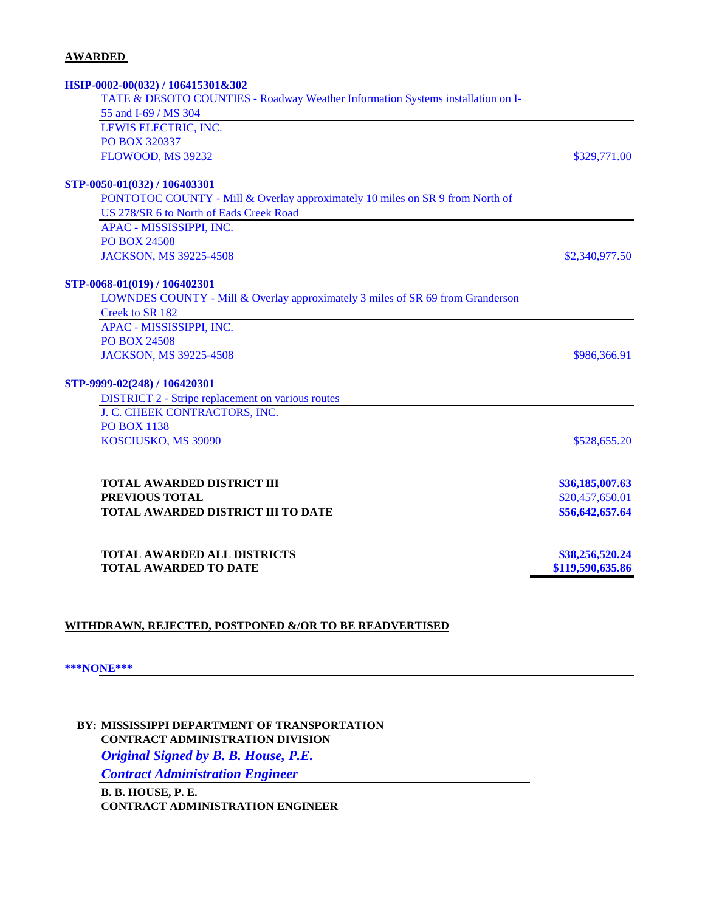**AWARDED**

**HSIP-0002-00(032) / 106415301&302**

TATE & DESOTO COUNTIES - Roadway Weather Information Systems installation on I-55 and I-69 / MS 304

LEWIS ELECTRIC, INC.
PO BOX 320337
FLOWOOD, MS 39232 — $329,771.00

**STP-0050-01(032) / 106403301**

PONTOTOC COUNTY - Mill & Overlay approximately 10 miles on SR 9 from North of US 278/SR 6 to North of Eads Creek Road

APAC - MISSISSIPPI, INC.
PO BOX 24508
JACKSON, MS 39225-4508 — $2,340,977.50

**STP-0068-01(019) / 106402301**

LOWNDES COUNTY - Mill & Overlay approximately 3 miles of SR 69 from Granderson Creek to SR 182

APAC - MISSISSIPPI, INC.
PO BOX 24508
JACKSON, MS 39225-4508 — $986,366.91

**STP-9999-02(248) / 106420301**

DISTRICT 2 - Stripe replacement on various routes

J. C. CHEEK CONTRACTORS, INC.
PO BOX 1138
KOSCIUSKO, MS 39090 — $528,655.20

| | |
|---|---|
| **TOTAL AWARDED DISTRICT III** | **$36,185,007.63** |
| **PREVIOUS TOTAL** | $20,457,650.01 |
| **TOTAL AWARDED DISTRICT III TO DATE** | **$56,642,657.64** |
| | |
| **TOTAL AWARDED ALL DISTRICTS** | **$38,256,520.24** |
| **TOTAL AWARDED TO DATE** | **$119,590,635.86** |

**WITHDRAWN, REJECTED, POSTPONED &/OR TO BE READVERTISED**

**\*\*\*NONE\*\*\***

**BY: MISSISSIPPI DEPARTMENT OF TRANSPORTATION**
**CONTRACT ADMINISTRATION DIVISION**

***Original Signed by B. B. House, P.E.***
***Contract Administration Engineer***

**B. B. HOUSE, P. E.**
**CONTRACT ADMINISTRATION ENGINEER**